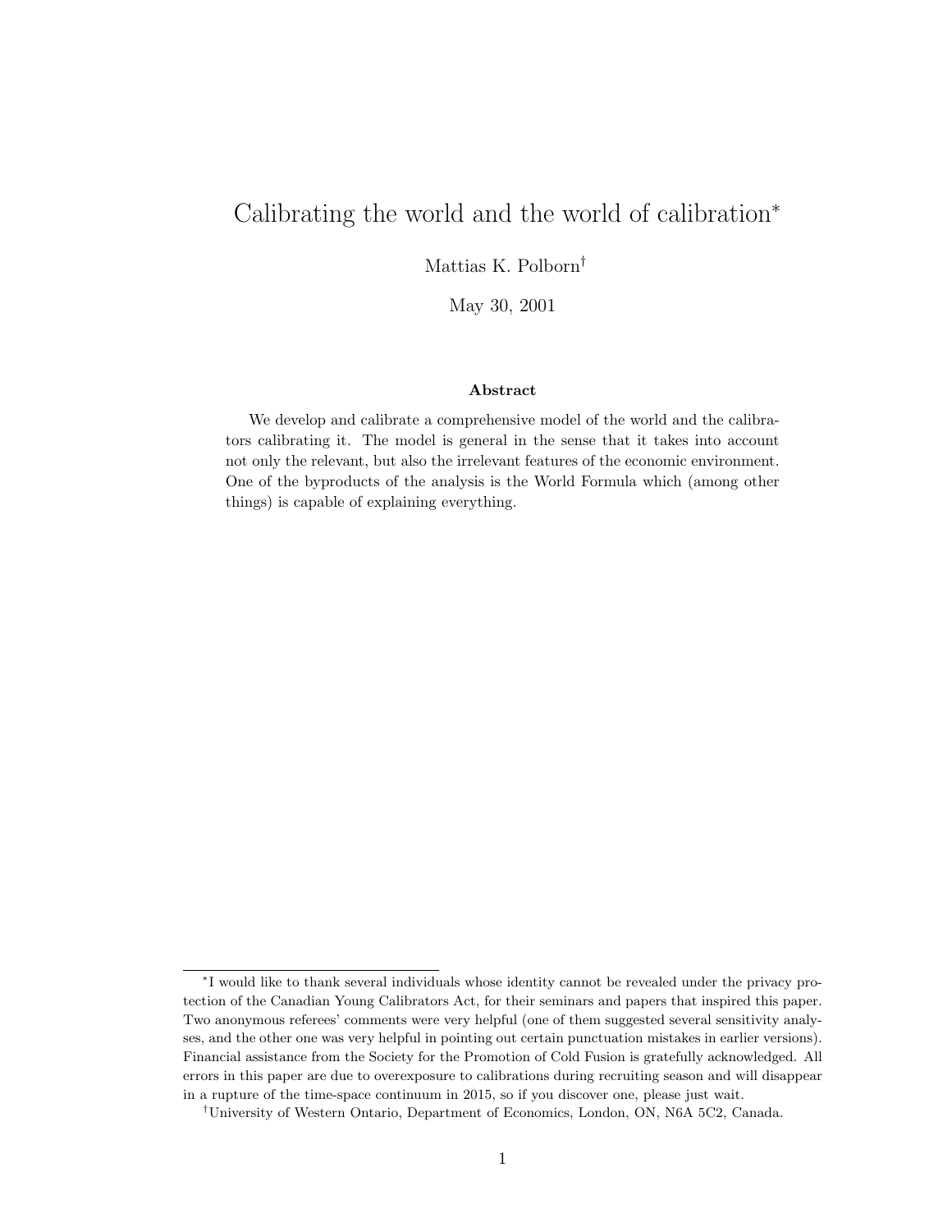# Calibrating the world and the world of calibration[*]

Mattias K. Polborn[†]

May 30, 2001

### Abstract

We develop and calibrate a comprehensive model of the world and the calibrators calibrating it. The model is general in the sense that it takes into account not only the relevant, but also the irrelevant features of the economic environment. One of the byproducts of the analysis is the World Formula which (among other things) is capable of explaining everything.

---

[*] I would like to thank several individuals whose identity cannot be revealed under the privacy protection of the Canadian Young Calibrators Act, for their seminars and papers that inspired this paper. Two anonymous referees' comments were very helpful (one of them suggested several sensitivity analyses, and the other one was very helpful in pointing out certain punctuation mistakes in earlier versions). Financial assistance from the Society for the Promotion of Cold Fusion is gratefully acknowledged. All errors in this paper are due to overexposure to calibrations during recruiting season and will disappear in a rupture of the time-space continuum in 2015, so if you discover one, please just wait.

[†] University of Western Ontario, Department of Economics, London, ON, N6A 5C2, Canada.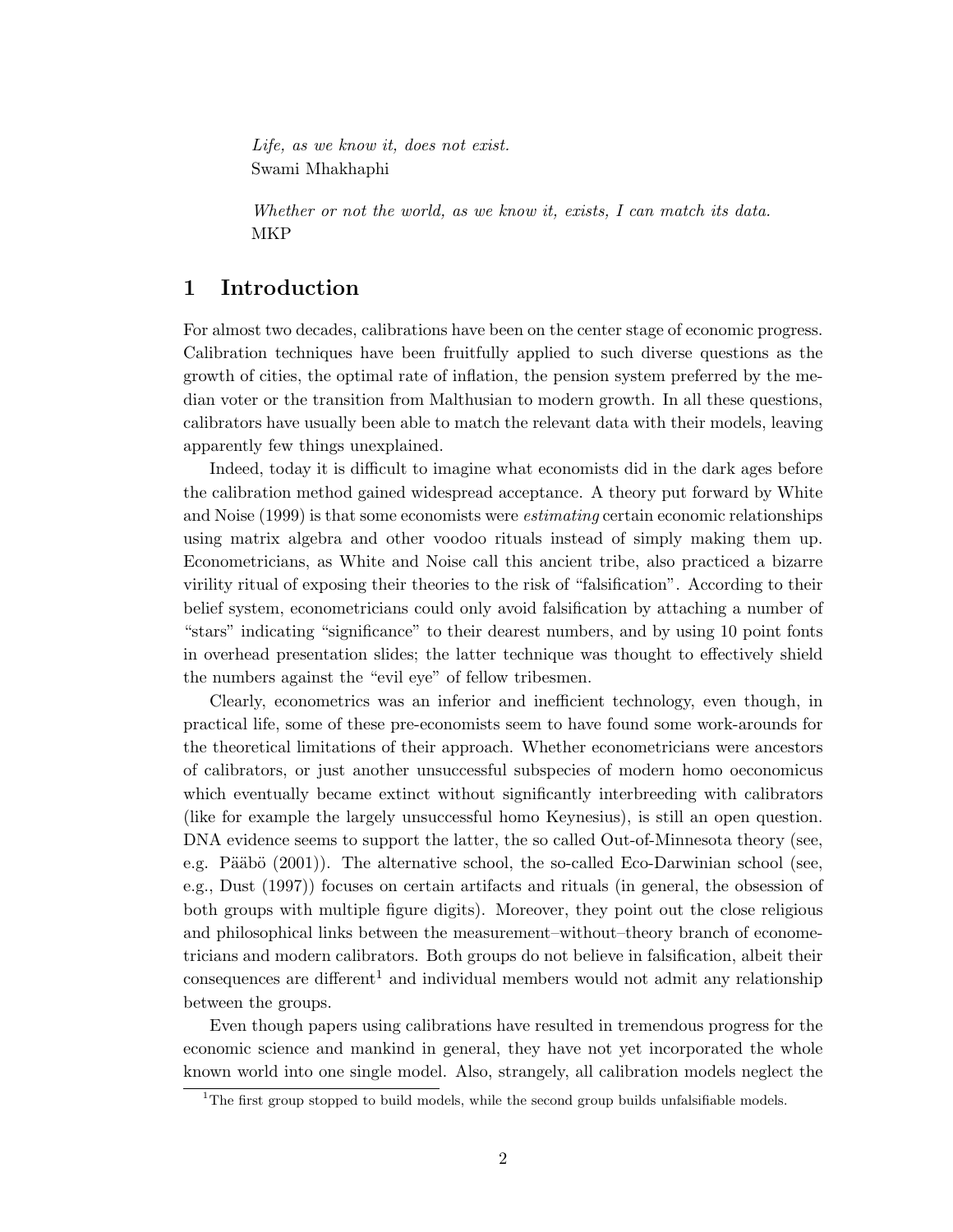*Life, as we know it, does not exist.*
Swami Mhakhaphi

*Whether or not the world, as we know it, exists, I can match its data.*
MKP

# 1 Introduction

For almost two decades, calibrations have been on the center stage of economic progress. Calibration techniques have been fruitfully applied to such diverse questions as the growth of cities, the optimal rate of inflation, the pension system preferred by the median voter or the transition from Malthusian to modern growth. In all these questions, calibrators have usually been able to match the relevant data with their models, leaving apparently few things unexplained.

Indeed, today it is difficult to imagine what economists did in the dark ages before the calibration method gained widespread acceptance. A theory put forward by White and Noise (1999) is that some economists were *estimating* certain economic relationships using matrix algebra and other voodoo rituals instead of simply making them up. Econometricians, as White and Noise call this ancient tribe, also practiced a bizarre virility ritual of exposing their theories to the risk of "falsification". According to their belief system, econometricians could only avoid falsification by attaching a number of "stars" indicating "significance" to their dearest numbers, and by using 10 point fonts in overhead presentation slides; the latter technique was thought to effectively shield the numbers against the "evil eye" of fellow tribesmen.

Clearly, econometrics was an inferior and inefficient technology, even though, in practical life, some of these pre-economists seem to have found some work-arounds for the theoretical limitations of their approach. Whether econometricians were ancestors of calibrators, or just another unsuccessful subspecies of modern homo oeconomicus which eventually became extinct without significantly interbreeding with calibrators (like for example the largely unsuccessful homo Keynesius), is still an open question. DNA evidence seems to support the latter, the so called Out-of-Minnesota theory (see, e.g. Pääbö (2001)). The alternative school, the so-called Eco-Darwinian school (see, e.g., Dust (1997)) focuses on certain artifacts and rituals (in general, the obsession of both groups with multiple figure digits). Moreover, they point out the close religious and philosophical links between the measurement–without–theory branch of econometricians and modern calibrators. Both groups do not believe in falsification, albeit their consequences are different[1] and individual members would not admit any relationship between the groups.

Even though papers using calibrations have resulted in tremendous progress for the economic science and mankind in general, they have not yet incorporated the whole known world into one single model. Also, strangely, all calibration models neglect the

[1] The first group stopped to build models, while the second group builds unfalsifiable models.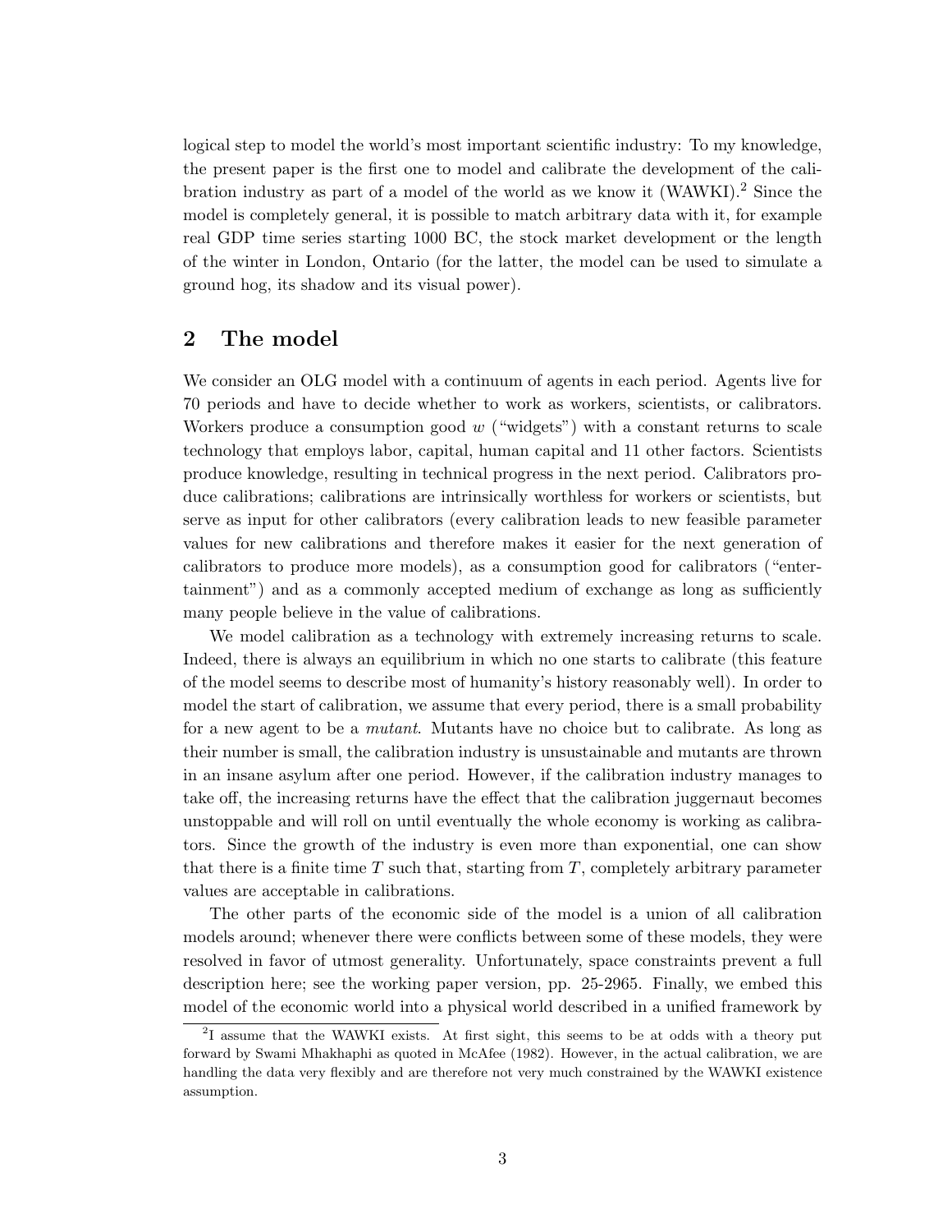logical step to model the world's most important scientific industry: To my knowledge, the present paper is the first one to model and calibrate the development of the calibration industry as part of a model of the world as we know it (WAWKI).[2] Since the model is completely general, it is possible to match arbitrary data with it, for example real GDP time series starting 1000 BC, the stock market development or the length of the winter in London, Ontario (for the latter, the model can be used to simulate a ground hog, its shadow and its visual power).

## 2 The model

We consider an OLG model with a continuum of agents in each period. Agents live for 70 periods and have to decide whether to work as workers, scientists, or calibrators. Workers produce a consumption good $w$ ("widgets") with a constant returns to scale technology that employs labor, capital, human capital and 11 other factors. Scientists produce knowledge, resulting in technical progress in the next period. Calibrators produce calibrations; calibrations are intrinsically worthless for workers or scientists, but serve as input for other calibrators (every calibration leads to new feasible parameter values for new calibrations and therefore makes it easier for the next generation of calibrators to produce more models), as a consumption good for calibrators ("entertainment") and as a commonly accepted medium of exchange as long as sufficiently many people believe in the value of calibrations.

We model calibration as a technology with extremely increasing returns to scale. Indeed, there is always an equilibrium in which no one starts to calibrate (this feature of the model seems to describe most of humanity's history reasonably well). In order to model the start of calibration, we assume that every period, there is a small probability for a new agent to be a *mutant*. Mutants have no choice but to calibrate. As long as their number is small, the calibration industry is unsustainable and mutants are thrown in an insane asylum after one period. However, if the calibration industry manages to take off, the increasing returns have the effect that the calibration juggernaut becomes unstoppable and will roll on until eventually the whole economy is working as calibrators. Since the growth of the industry is even more than exponential, one can show that there is a finite time $T$ such that, starting from $T$, completely arbitrary parameter values are acceptable in calibrations.

The other parts of the economic side of the model is a union of all calibration models around; whenever there were conflicts between some of these models, they were resolved in favor of utmost generality. Unfortunately, space constraints prevent a full description here; see the working paper version, pp. 25-2965. Finally, we embed this model of the economic world into a physical world described in a unified framework by

---

[2] I assume that the WAWKI exists. At first sight, this seems to be at odds with a theory put forward by Swami Mhakhaphi as quoted in McAfee (1982). However, in the actual calibration, we are handling the data very flexibly and are therefore not very much constrained by the WAWKI existence assumption.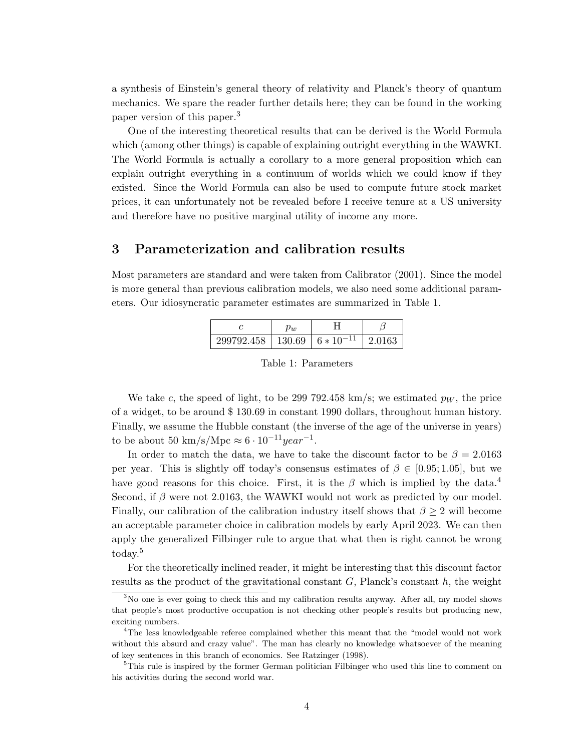a synthesis of Einstein's general theory of relativity and Planck's theory of quantum mechanics. We spare the reader further details here; they can be found in the working paper version of this paper.[3]

One of the interesting theoretical results that can be derived is the World Formula which (among other things) is capable of explaining outright everything in the WAWKI. The World Formula is actually a corollary to a more general proposition which can explain outright everything in a continuum of worlds which we could know if they existed. Since the World Formula can also be used to compute future stock market prices, it can unfortunately not be revealed before I receive tenure at a US university and therefore have no positive marginal utility of income any more.

## 3 Parameterization and calibration results

Most parameters are standard and were taken from Calibrator (2001). Since the model is more general than previous calibration models, we also need some additional parameters. Our idiosyncratic parameter estimates are summarized in Table 1.

| $c$ | $p_w$ | H | $\beta$ |
|---|---|---|---|
| 299792.458 | 130.69 | $6 * 10^{-11}$ | 2.0163 |

Table 1: Parameters

We take $c$, the speed of light, to be 299 792.458 km/s; we estimated $p_W$, the price of a widget, to be around $ 130.69 in constant 1990 dollars, throughout human history. Finally, we assume the Hubble constant (the inverse of the age of the universe in years) to be about 50 km/s/Mpc $\approx 6 \cdot 10^{-11} year^{-1}$.

In order to match the data, we have to take the discount factor to be $\beta = 2.0163$ per year. This is slightly off today's consensus estimates of $\beta \in [0.95; 1.05]$, but we have good reasons for this choice. First, it is the $\beta$ which is implied by the data.[4] Second, if $\beta$ were not 2.0163, the WAWKI would not work as predicted by our model. Finally, our calibration of the calibration industry itself shows that $\beta \geq 2$ will become an acceptable parameter choice in calibration models by early April 2023. We can then apply the generalized Filbinger rule to argue that what then is right cannot be wrong today.[5]

For the theoretically inclined reader, it might be interesting that this discount factor results as the product of the gravitational constant $G$, Planck's constant $h$, the weight

---

[3] No one is ever going to check this and my calibration results anyway. After all, my model shows that people's most productive occupation is not checking other people's results but producing new, exciting numbers.

[4] The less knowledgeable referee complained whether this meant that the "model would not work without this absurd and crazy value". The man has clearly no knowledge whatsoever of the meaning of key sentences in this branch of economics. See Ratzinger (1998).

[5] This rule is inspired by the former German politician Filbinger who used this line to comment on his activities during the second world war.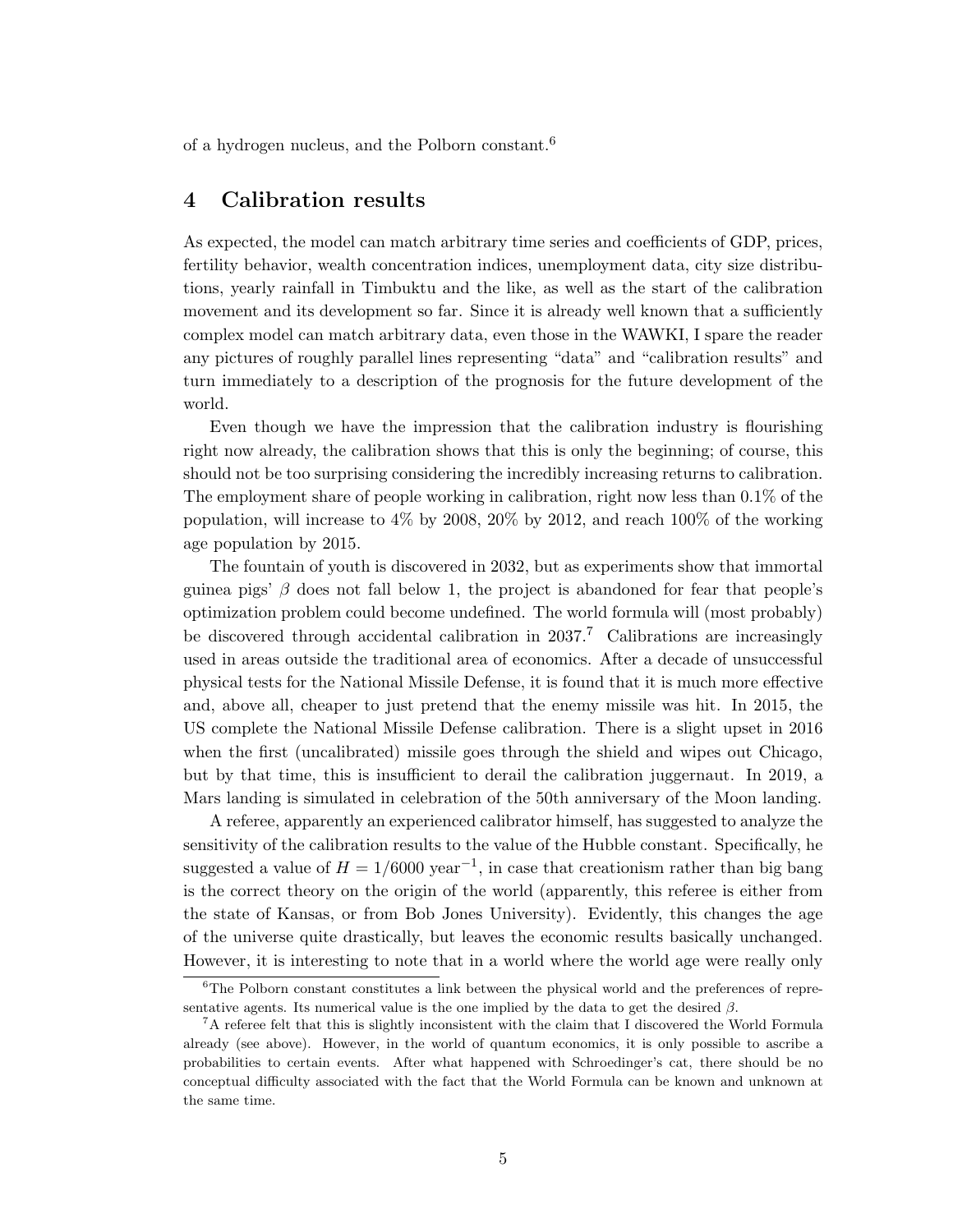of a hydrogen nucleus, and the Polborn constant.[6]

## 4 Calibration results

As expected, the model can match arbitrary time series and coefficients of GDP, prices, fertility behavior, wealth concentration indices, unemployment data, city size distributions, yearly rainfall in Timbuktu and the like, as well as the start of the calibration movement and its development so far. Since it is already well known that a sufficiently complex model can match arbitrary data, even those in the WAWKI, I spare the reader any pictures of roughly parallel lines representing "data" and "calibration results" and turn immediately to a description of the prognosis for the future development of the world.

Even though we have the impression that the calibration industry is flourishing right now already, the calibration shows that this is only the beginning; of course, this should not be too surprising considering the incredibly increasing returns to calibration. The employment share of people working in calibration, right now less than 0.1% of the population, will increase to 4% by 2008, 20% by 2012, and reach 100% of the working age population by 2015.

The fountain of youth is discovered in 2032, but as experiments show that immortal guinea pigs' $\beta$ does not fall below 1, the project is abandoned for fear that people's optimization problem could become undefined. The world formula will (most probably) be discovered through accidental calibration in 2037.[7] Calibrations are increasingly used in areas outside the traditional area of economics. After a decade of unsuccessful physical tests for the National Missile Defense, it is found that it is much more effective and, above all, cheaper to just pretend that the enemy missile was hit. In 2015, the US complete the National Missile Defense calibration. There is a slight upset in 2016 when the first (uncalibrated) missile goes through the shield and wipes out Chicago, but by that time, this is insufficient to derail the calibration juggernaut. In 2019, a Mars landing is simulated in celebration of the 50th anniversary of the Moon landing.

A referee, apparently an experienced calibrator himself, has suggested to analyze the sensitivity of the calibration results to the value of the Hubble constant. Specifically, he suggested a value of $H = 1/6000 \text{ year}^{-1}$, in case that creationism rather than big bang is the correct theory on the origin of the world (apparently, this referee is either from the state of Kansas, or from Bob Jones University). Evidently, this changes the age of the universe quite drastically, but leaves the economic results basically unchanged. However, it is interesting to note that in a world where the world age were really only

[6] The Polborn constant constitutes a link between the physical world and the preferences of representative agents. Its numerical value is the one implied by the data to get the desired $\beta$.

[7] A referee felt that this is slightly inconsistent with the claim that I discovered the World Formula already (see above). However, in the world of quantum economics, it is only possible to ascribe a probabilities to certain events. After what happened with Schroedinger's cat, there should be no conceptual difficulty associated with the fact that the World Formula can be known and unknown at the same time.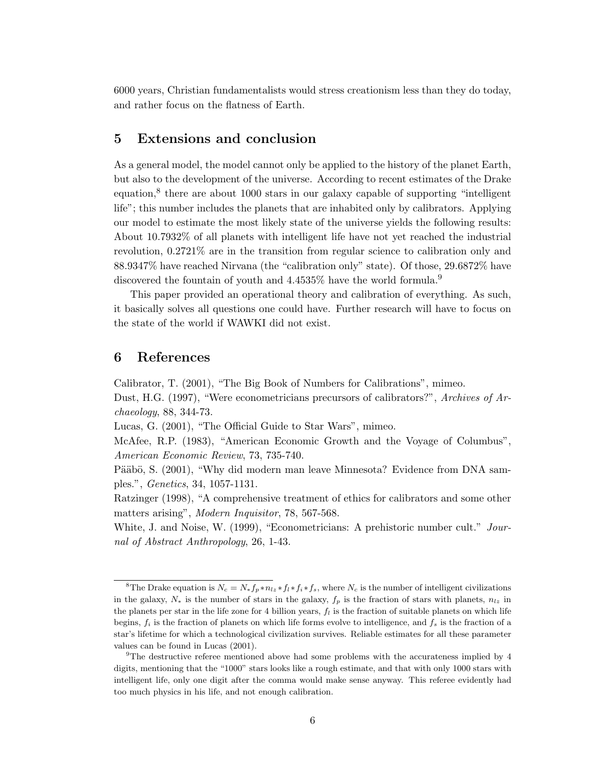6000 years, Christian fundamentalists would stress creationism less than they do today, and rather focus on the flatness of Earth.

## 5 Extensions and conclusion

As a general model, the model cannot only be applied to the history of the planet Earth, but also to the development of the universe. According to recent estimates of the Drake equation,[8] there are about 1000 stars in our galaxy capable of supporting "intelligent life"; this number includes the planets that are inhabited only by calibrators. Applying our model to estimate the most likely state of the universe yields the following results: About 10.7932% of all planets with intelligent life have not yet reached the industrial revolution, 0.2721% are in the transition from regular science to calibration only and 88.9347% have reached Nirvana (the "calibration only" state). Of those, 29.6872% have discovered the fountain of youth and 4.4535% have the world formula.[9]

This paper provided an operational theory and calibration of everything. As such, it basically solves all questions one could have. Further research will have to focus on the state of the world if WAWKI did not exist.

## 6 References

Calibrator, T. (2001), "The Big Book of Numbers for Calibrations", mimeo.

Dust, H.G. (1997), "Were econometricians precursors of calibrators?", *Archives of Archaeology*, 88, 344-73.

Lucas, G. (2001), "The Official Guide to Star Wars", mimeo.

McAfee, R.P. (1983), "American Economic Growth and the Voyage of Columbus", *American Economic Review*, 73, 735-740.

Pääbö, S. (2001), "Why did modern man leave Minnesota? Evidence from DNA samples.", *Genetics*, 34, 1057-1131.

Ratzinger (1998), "A comprehensive treatment of ethics for calibrators and some other matters arising", *Modern Inquisitor*, 78, 567-568.

White, J. and Noise, W. (1999), "Econometricians: A prehistoric number cult." *Journal of Abstract Anthropology*, 26, 1-43.

---

[8] The Drake equation is $N_c = N_* f_p * n_{lz} * f_l * f_i * f_s$, where $N_c$ is the number of intelligent civilizations in the galaxy, $N_*$ is the number of stars in the galaxy, $f_p$ is the fraction of stars with planets, $n_{lz}$ in the planets per star in the life zone for 4 billion years, $f_l$ is the fraction of suitable planets on which life begins, $f_i$ is the fraction of planets on which life forms evolve to intelligence, and $f_s$ is the fraction of a star's lifetime for which a technological civilization survives. Reliable estimates for all these parameter values can be found in Lucas (2001).

[9] The destructive referee mentioned above had some problems with the accurateness implied by 4 digits, mentioning that the "1000" stars looks like a rough estimate, and that with only 1000 stars with intelligent life, only one digit after the comma would make sense anyway. This referee evidently had too much physics in his life, and not enough calibration.